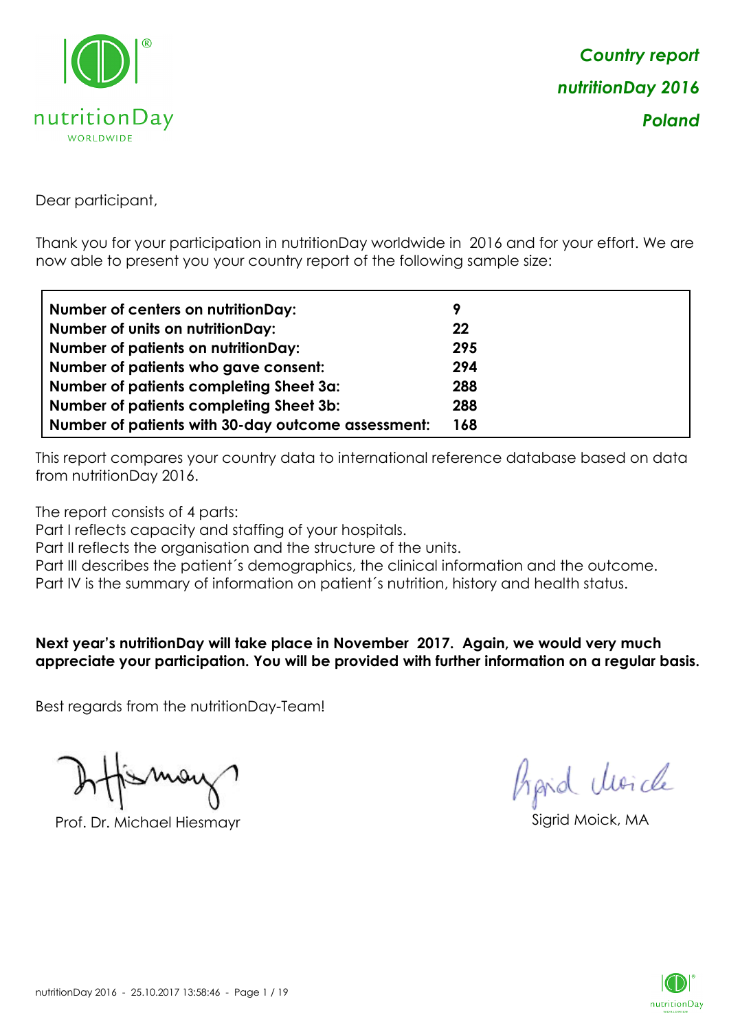***Country report***

***nutritionDay 2016***

***Poland***

Dear participant,

Thank you for your participation in nutritionDay worldwide in 2016 and for your effort. We are now able to present you your country report of the following sample size:

| | |
|---|---|
| **Number of centers on nutritionDay:** | **9** |
| **Number of units on nutritionDay:** | **22** |
| **Number of patients on nutritionDay:** | **295** |
| **Number of patients who gave consent:** | **294** |
| **Number of patients completing Sheet 3a:** | **288** |
| **Number of patients completing Sheet 3b:** | **288** |
| **Number of patients with 30-day outcome assessment:** | **168** |

This report compares your country data to international reference database based on data from nutritionDay 2016.

The report consists of 4 parts:
Part I reflects capacity and staffing of your hospitals.
Part II reflects the organisation and the structure of the units.
Part III describes the patient´s demographics, the clinical information and the outcome.
Part IV is the summary of information on patient´s nutrition, history and health status.

**Next year's nutritionDay will take place in November 2017. Again, we would very much appreciate your participation. You will be provided with further information on a regular basis.**

Best regards from the nutritionDay-Team!

Prof. Dr. Michael Hiesmayr

Sigrid Moick, MA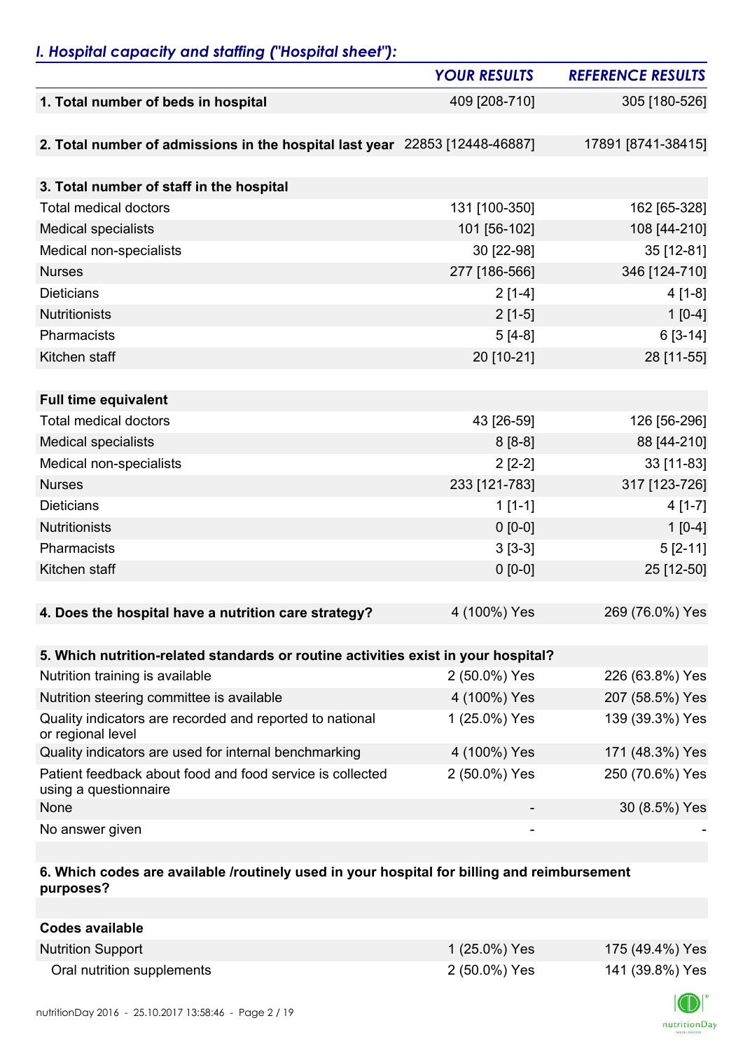## *I. Hospital capacity and staffing ("Hospital sheet"):*

| | YOUR RESULTS | REFERENCE RESULTS |
|---|---|---|
| **1. Total number of beds in hospital** | 409 [208-710] | 305 [180-526] |
| **2. Total number of admissions in the hospital last year** | 22853 [12448-46887] | 17891 [8741-38415] |
| **3. Total number of staff in the hospital** | | |
| Total medical doctors | 131 [100-350] | 162 [65-328] |
| Medical specialists | 101 [56-102] | 108 [44-210] |
| Medical non-specialists | 30 [22-98] | 35 [12-81] |
| Nurses | 277 [186-566] | 346 [124-710] |
| Dieticians | 2 [1-4] | 4 [1-8] |
| Nutritionists | 2 [1-5] | 1 [0-4] |
| Pharmacists | 5 [4-8] | 6 [3-14] |
| Kitchen staff | 20 [10-21] | 28 [11-55] |
| **Full time equivalent** | | |
| Total medical doctors | 43 [26-59] | 126 [56-296] |
| Medical specialists | 8 [8-8] | 88 [44-210] |
| Medical non-specialists | 2 [2-2] | 33 [11-83] |
| Nurses | 233 [121-783] | 317 [123-726] |
| Dieticians | 1 [1-1] | 4 [1-7] |
| Nutritionists | 0 [0-0] | 1 [0-4] |
| Pharmacists | 3 [3-3] | 5 [2-11] |
| Kitchen staff | 0 [0-0] | 25 [12-50] |
| **4. Does the hospital have a nutrition care strategy?** | 4 (100%) Yes | 269 (76.0%) Yes |
| **5. Which nutrition-related standards or routine activities exist in your hospital?** | | |
| Nutrition training is available | 2 (50.0%) Yes | 226 (63.8%) Yes |
| Nutrition steering committee is available | 4 (100%) Yes | 207 (58.5%) Yes |
| Quality indicators are recorded and reported to national or regional level | 1 (25.0%) Yes | 139 (39.3%) Yes |
| Quality indicators are used for internal benchmarking | 4 (100%) Yes | 171 (48.3%) Yes |
| Patient feedback about food and food service is collected using a questionnaire | 2 (50.0%) Yes | 250 (70.6%) Yes |
| None | - | 30 (8.5%) Yes |
| No answer given | - | - |
| **6. Which codes are available /routinely used in your hospital for billing and reimbursement purposes?** | | |
| **Codes available** | | |
| Nutrition Support | 1 (25.0%) Yes | 175 (49.4%) Yes |
| Oral nutrition supplements | 2 (50.0%) Yes | 141 (39.8%) Yes |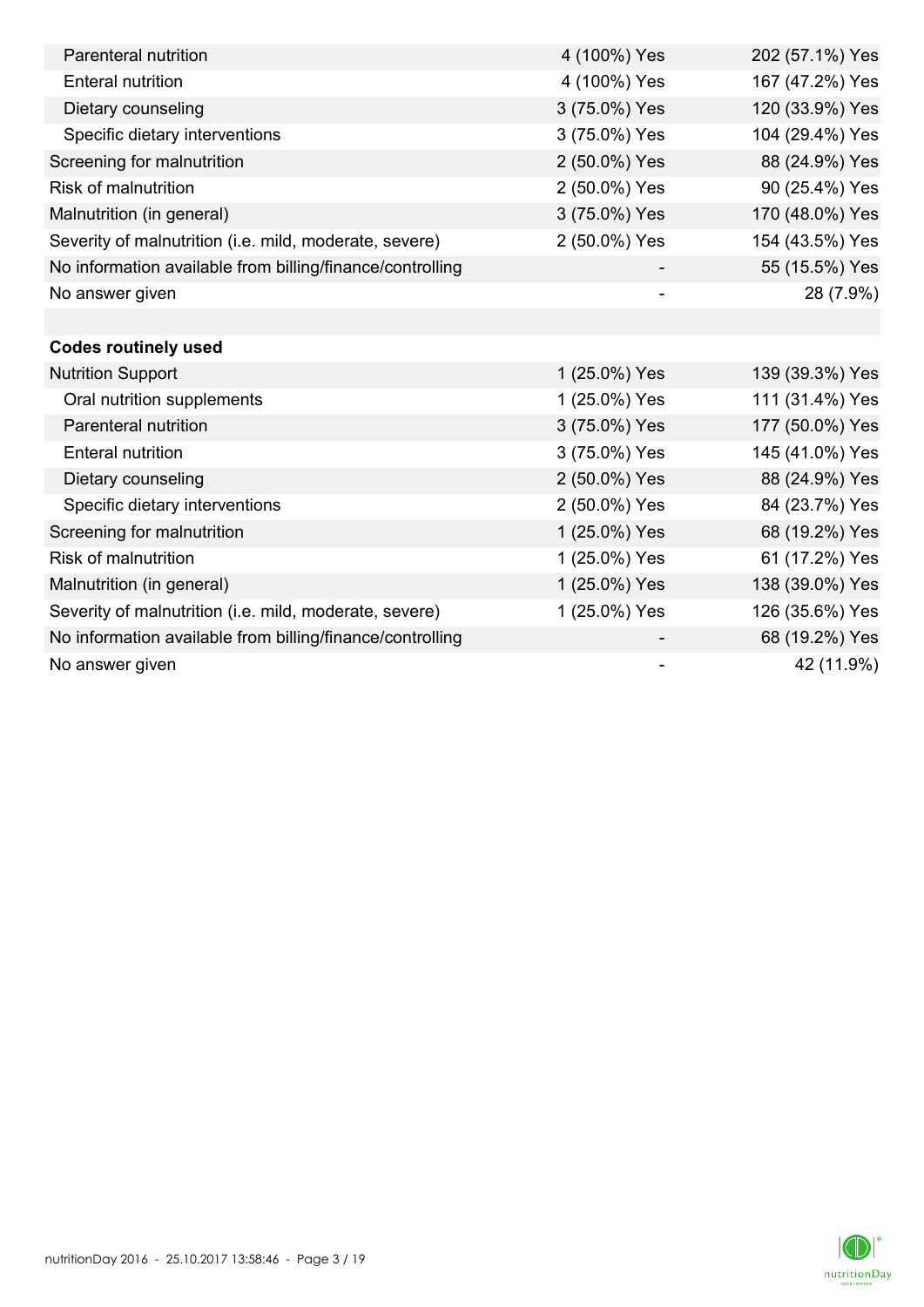| | | |
|---|---|---|
| Parenteral nutrition | 4 (100%) Yes | 202 (57.1%) Yes |
| Enteral nutrition | 4 (100%) Yes | 167 (47.2%) Yes |
| Dietary counseling | 3 (75.0%) Yes | 120 (33.9%) Yes |
| Specific dietary interventions | 3 (75.0%) Yes | 104 (29.4%) Yes |
| Screening for malnutrition | 2 (50.0%) Yes | 88 (24.9%) Yes |
| Risk of malnutrition | 2 (50.0%) Yes | 90 (25.4%) Yes |
| Malnutrition (in general) | 3 (75.0%) Yes | 170 (48.0%) Yes |
| Severity of malnutrition (i.e. mild, moderate, severe) | 2 (50.0%) Yes | 154 (43.5%) Yes |
| No information available from billing/finance/controlling | - | 55 (15.5%) Yes |
| No answer given | - | 28 (7.9%) |
| | | |
| **Codes routinely used** | | |
| Nutrition Support | 1 (25.0%) Yes | 139 (39.3%) Yes |
| Oral nutrition supplements | 1 (25.0%) Yes | 111 (31.4%) Yes |
| Parenteral nutrition | 3 (75.0%) Yes | 177 (50.0%) Yes |
| Enteral nutrition | 3 (75.0%) Yes | 145 (41.0%) Yes |
| Dietary counseling | 2 (50.0%) Yes | 88 (24.9%) Yes |
| Specific dietary interventions | 2 (50.0%) Yes | 84 (23.7%) Yes |
| Screening for malnutrition | 1 (25.0%) Yes | 68 (19.2%) Yes |
| Risk of malnutrition | 1 (25.0%) Yes | 61 (17.2%) Yes |
| Malnutrition (in general) | 1 (25.0%) Yes | 138 (39.0%) Yes |
| Severity of malnutrition (i.e. mild, moderate, severe) | 1 (25.0%) Yes | 126 (35.6%) Yes |
| No information available from billing/finance/controlling | - | 68 (19.2%) Yes |
| No answer given | - | 42 (11.9%) |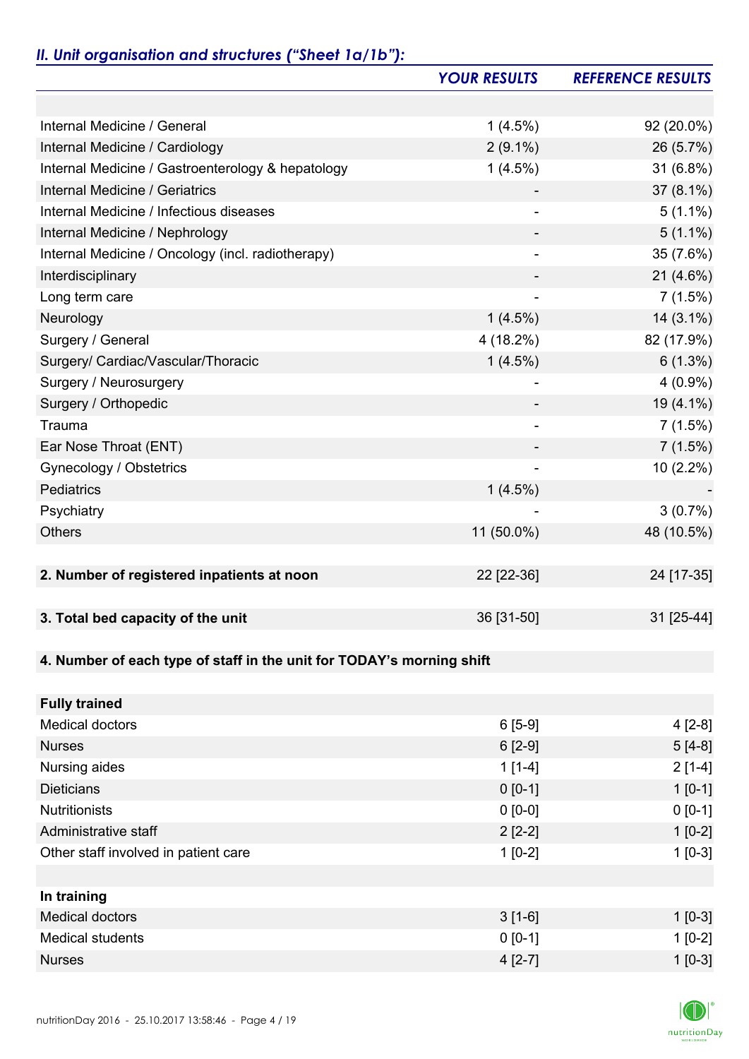## *II. Unit organisation and structures ("Sheet 1a/1b"):*

| | *YOUR RESULTS* | *REFERENCE RESULTS* |
|---|---|---|
| | | |
| Internal Medicine / General | 1 (4.5%) | 92 (20.0%) |
| Internal Medicine / Cardiology | 2 (9.1%) | 26 (5.7%) |
| Internal Medicine / Gastroenterology & hepatology | 1 (4.5%) | 31 (6.8%) |
| Internal Medicine / Geriatrics | - | 37 (8.1%) |
| Internal Medicine / Infectious diseases | - | 5 (1.1%) |
| Internal Medicine / Nephrology | - | 5 (1.1%) |
| Internal Medicine / Oncology (incl. radiotherapy) | - | 35 (7.6%) |
| Interdisciplinary | - | 21 (4.6%) |
| Long term care | - | 7 (1.5%) |
| Neurology | 1 (4.5%) | 14 (3.1%) |
| Surgery / General | 4 (18.2%) | 82 (17.9%) |
| Surgery/ Cardiac/Vascular/Thoracic | 1 (4.5%) | 6 (1.3%) |
| Surgery / Neurosurgery | - | 4 (0.9%) |
| Surgery / Orthopedic | - | 19 (4.1%) |
| Trauma | - | 7 (1.5%) |
| Ear Nose Throat (ENT) | - | 7 (1.5%) |
| Gynecology / Obstetrics | - | 10 (2.2%) |
| Pediatrics | 1 (4.5%) | - |
| Psychiatry | - | 3 (0.7%) |
| Others | 11 (50.0%) | 48 (10.5%) |
| | | |
| **2. Number of registered inpatients at noon** | 22 [22-36] | 24 [17-35] |
| | | |
| **3. Total bed capacity of the unit** | 36 [31-50] | 31 [25-44] |
| | | |
| **4. Number of each type of staff in the unit for TODAY's morning shift** | | |
| | | |
| **Fully trained** | | |
| Medical doctors | 6 [5-9] | 4 [2-8] |
| Nurses | 6 [2-9] | 5 [4-8] |
| Nursing aides | 1 [1-4] | 2 [1-4] |
| Dieticians | 0 [0-1] | 1 [0-1] |
| Nutritionists | 0 [0-0] | 0 [0-1] |
| Administrative staff | 2 [2-2] | 1 [0-2] |
| Other staff involved in patient care | 1 [0-2] | 1 [0-3] |
| | | |
| **In training** | | |
| Medical doctors | 3 [1-6] | 1 [0-3] |
| Medical students | 0 [0-1] | 1 [0-2] |
| Nurses | 4 [2-7] | 1 [0-3] |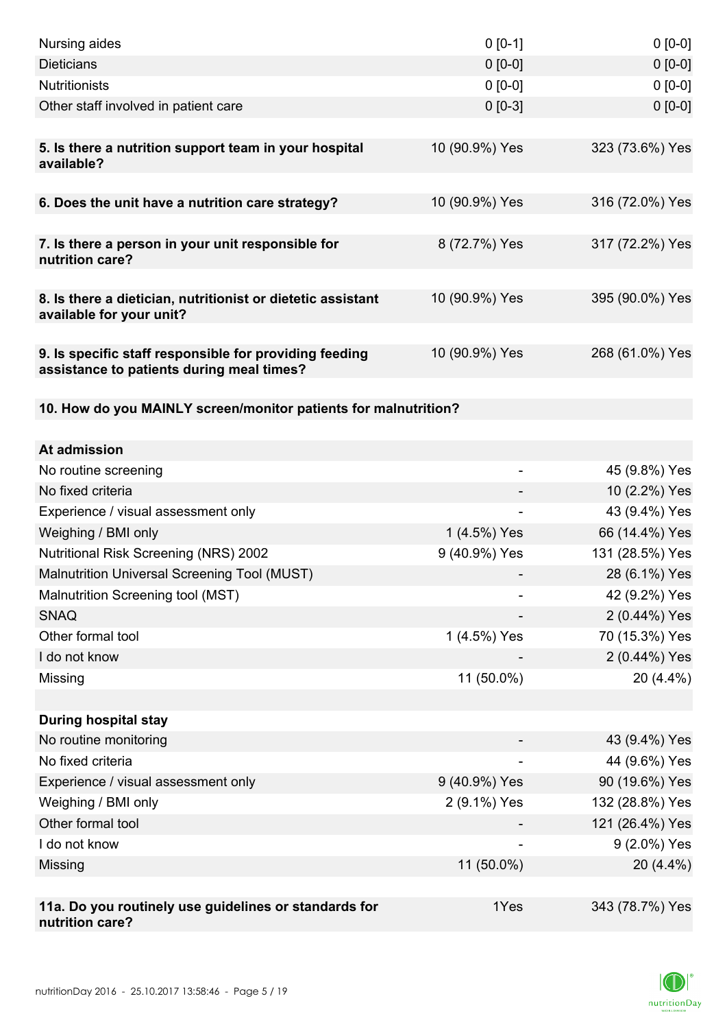| | | |
|---|---|---|
| Nursing aides | 0 [0-1] | 0 [0-0] |
| Dieticians | 0 [0-0] | 0 [0-0] |
| Nutritionists | 0 [0-0] | 0 [0-0] |
| Other staff involved in patient care | 0 [0-3] | 0 [0-0] |
| | | |
| **5. Is there a nutrition support team in your hospital available?** | 10 (90.9%) Yes | 323 (73.6%) Yes |
| | | |
| **6. Does the unit have a nutrition care strategy?** | 10 (90.9%) Yes | 316 (72.0%) Yes |
| | | |
| **7. Is there a person in your unit responsible for nutrition care?** | 8 (72.7%) Yes | 317 (72.2%) Yes |
| | | |
| **8. Is there a dietician, nutritionist or dietetic assistant available for your unit?** | 10 (90.9%) Yes | 395 (90.0%) Yes |
| | | |
| **9. Is specific staff responsible for providing feeding assistance to patients during meal times?** | 10 (90.9%) Yes | 268 (61.0%) Yes |
| | | |
| **10. How do you MAINLY screen/monitor patients for malnutrition?** | | |
| | | |
| **At admission** | | |
| No routine screening | - | 45 (9.8%) Yes |
| No fixed criteria | - | 10 (2.2%) Yes |
| Experience / visual assessment only | - | 43 (9.4%) Yes |
| Weighing / BMI only | 1 (4.5%) Yes | 66 (14.4%) Yes |
| Nutritional Risk Screening (NRS) 2002 | 9 (40.9%) Yes | 131 (28.5%) Yes |
| Malnutrition Universal Screening Tool (MUST) | - | 28 (6.1%) Yes |
| Malnutrition Screening tool (MST) | - | 42 (9.2%) Yes |
| SNAQ | - | 2 (0.44%) Yes |
| Other formal tool | 1 (4.5%) Yes | 70 (15.3%) Yes |
| I do not know | - | 2 (0.44%) Yes |
| Missing | 11 (50.0%) | 20 (4.4%) |
| | | |
| **During hospital stay** | | |
| No routine monitoring | - | 43 (9.4%) Yes |
| No fixed criteria | - | 44 (9.6%) Yes |
| Experience / visual assessment only | 9 (40.9%) Yes | 90 (19.6%) Yes |
| Weighing / BMI only | 2 (9.1%) Yes | 132 (28.8%) Yes |
| Other formal tool | - | 121 (26.4%) Yes |
| I do not know | - | 9 (2.0%) Yes |
| Missing | 11 (50.0%) | 20 (4.4%) |
| | | |
| **11a. Do you routinely use guidelines or standards for nutrition care?** | 1Yes | 343 (78.7%) Yes |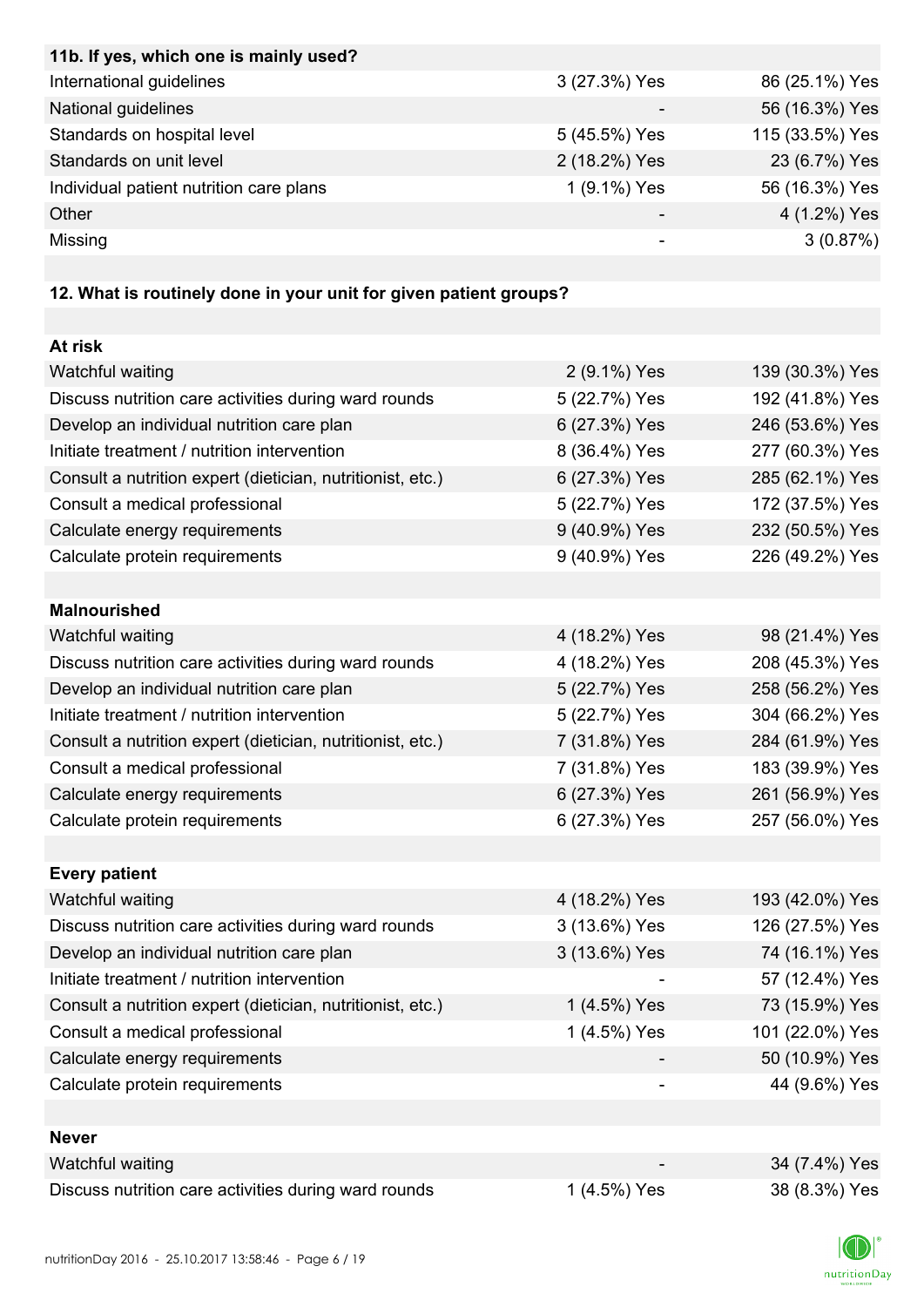| 11b. If yes, which one is mainly used? | | |
|---|---|---|
| International guidelines | 3 (27.3%) Yes | 86 (25.1%) Yes |
| National guidelines | - | 56 (16.3%) Yes |
| Standards on hospital level | 5 (45.5%) Yes | 115 (33.5%) Yes |
| Standards on unit level | 2 (18.2%) Yes | 23 (6.7%) Yes |
| Individual patient nutrition care plans | 1 (9.1%) Yes | 56 (16.3%) Yes |
| Other | - | 4 (1.2%) Yes |
| Missing | - | 3 (0.87%) |

| 12. What is routinely done in your unit for given patient groups? | | |
|---|---|---|
| **At risk** | | |
| Watchful waiting | 2 (9.1%) Yes | 139 (30.3%) Yes |
| Discuss nutrition care activities during ward rounds | 5 (22.7%) Yes | 192 (41.8%) Yes |
| Develop an individual nutrition care plan | 6 (27.3%) Yes | 246 (53.6%) Yes |
| Initiate treatment / nutrition intervention | 8 (36.4%) Yes | 277 (60.3%) Yes |
| Consult a nutrition expert (dietician, nutritionist, etc.) | 6 (27.3%) Yes | 285 (62.1%) Yes |
| Consult a medical professional | 5 (22.7%) Yes | 172 (37.5%) Yes |
| Calculate energy requirements | 9 (40.9%) Yes | 232 (50.5%) Yes |
| Calculate protein requirements | 9 (40.9%) Yes | 226 (49.2%) Yes |
| **Malnourished** | | |
| Watchful waiting | 4 (18.2%) Yes | 98 (21.4%) Yes |
| Discuss nutrition care activities during ward rounds | 4 (18.2%) Yes | 208 (45.3%) Yes |
| Develop an individual nutrition care plan | 5 (22.7%) Yes | 258 (56.2%) Yes |
| Initiate treatment / nutrition intervention | 5 (22.7%) Yes | 304 (66.2%) Yes |
| Consult a nutrition expert (dietician, nutritionist, etc.) | 7 (31.8%) Yes | 284 (61.9%) Yes |
| Consult a medical professional | 7 (31.8%) Yes | 183 (39.9%) Yes |
| Calculate energy requirements | 6 (27.3%) Yes | 261 (56.9%) Yes |
| Calculate protein requirements | 6 (27.3%) Yes | 257 (56.0%) Yes |
| **Every patient** | | |
| Watchful waiting | 4 (18.2%) Yes | 193 (42.0%) Yes |
| Discuss nutrition care activities during ward rounds | 3 (13.6%) Yes | 126 (27.5%) Yes |
| Develop an individual nutrition care plan | 3 (13.6%) Yes | 74 (16.1%) Yes |
| Initiate treatment / nutrition intervention | - | 57 (12.4%) Yes |
| Consult a nutrition expert (dietician, nutritionist, etc.) | 1 (4.5%) Yes | 73 (15.9%) Yes |
| Consult a medical professional | 1 (4.5%) Yes | 101 (22.0%) Yes |
| Calculate energy requirements | - | 50 (10.9%) Yes |
| Calculate protein requirements | - | 44 (9.6%) Yes |
| **Never** | | |
| Watchful waiting | - | 34 (7.4%) Yes |
| Discuss nutrition care activities during ward rounds | 1 (4.5%) Yes | 38 (8.3%) Yes |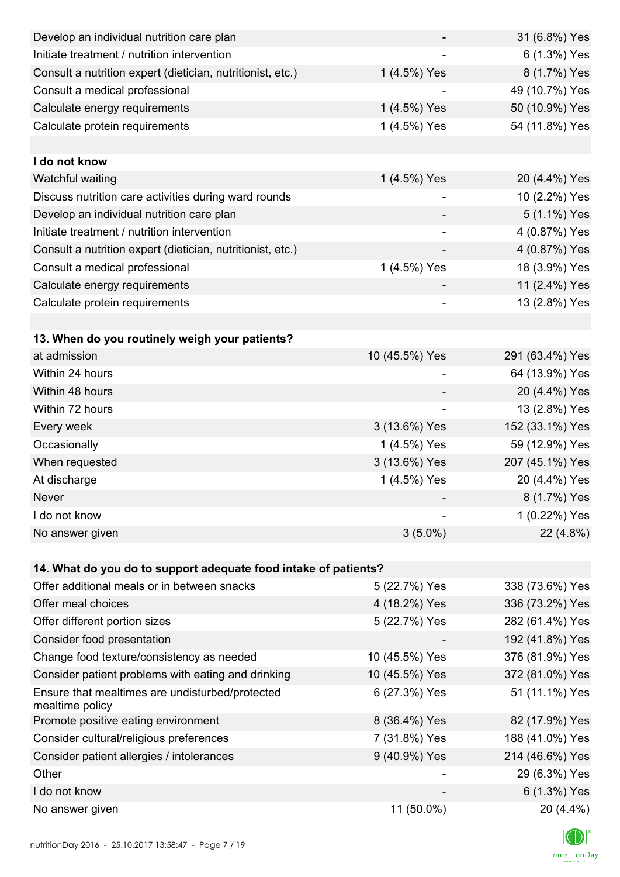| | | |
|---|---|---|
| Develop an individual nutrition care plan | - | 31 (6.8%) Yes |
| Initiate treatment / nutrition intervention | - | 6 (1.3%) Yes |
| Consult a nutrition expert (dietician, nutritionist, etc.) | 1 (4.5%) Yes | 8 (1.7%) Yes |
| Consult a medical professional | - | 49 (10.7%) Yes |
| Calculate energy requirements | 1 (4.5%) Yes | 50 (10.9%) Yes |
| Calculate protein requirements | 1 (4.5%) Yes | 54 (11.8%) Yes |
| | | |
| **I do not know** | | |
| Watchful waiting | 1 (4.5%) Yes | 20 (4.4%) Yes |
| Discuss nutrition care activities during ward rounds | - | 10 (2.2%) Yes |
| Develop an individual nutrition care plan | - | 5 (1.1%) Yes |
| Initiate treatment / nutrition intervention | - | 4 (0.87%) Yes |
| Consult a nutrition expert (dietician, nutritionist, etc.) | - | 4 (0.87%) Yes |
| Consult a medical professional | 1 (4.5%) Yes | 18 (3.9%) Yes |
| Calculate energy requirements | - | 11 (2.4%) Yes |
| Calculate protein requirements | - | 13 (2.8%) Yes |
| | | |
| **13. When do you routinely weigh your patients?** | | |
| at admission | 10 (45.5%) Yes | 291 (63.4%) Yes |
| Within 24 hours | - | 64 (13.9%) Yes |
| Within 48 hours | - | 20 (4.4%) Yes |
| Within 72 hours | - | 13 (2.8%) Yes |
| Every week | 3 (13.6%) Yes | 152 (33.1%) Yes |
| Occasionally | 1 (4.5%) Yes | 59 (12.9%) Yes |
| When requested | 3 (13.6%) Yes | 207 (45.1%) Yes |
| At discharge | 1 (4.5%) Yes | 20 (4.4%) Yes |
| Never | - | 8 (1.7%) Yes |
| I do not know | - | 1 (0.22%) Yes |
| No answer given | 3 (5.0%) | 22 (4.8%) |
| | | |
| **14. What do you do to support adequate food intake of patients?** | | |
| Offer additional meals or in between snacks | 5 (22.7%) Yes | 338 (73.6%) Yes |
| Offer meal choices | 4 (18.2%) Yes | 336 (73.2%) Yes |
| Offer different portion sizes | 5 (22.7%) Yes | 282 (61.4%) Yes |
| Consider food presentation | - | 192 (41.8%) Yes |
| Change food texture/consistency as needed | 10 (45.5%) Yes | 376 (81.9%) Yes |
| Consider patient problems with eating and drinking | 10 (45.5%) Yes | 372 (81.0%) Yes |
| Ensure that mealtimes are undisturbed/protected mealtime policy | 6 (27.3%) Yes | 51 (11.1%) Yes |
| Promote positive eating environment | 8 (36.4%) Yes | 82 (17.9%) Yes |
| Consider cultural/religious preferences | 7 (31.8%) Yes | 188 (41.0%) Yes |
| Consider patient allergies / intolerances | 9 (40.9%) Yes | 214 (46.6%) Yes |
| Other | - | 29 (6.3%) Yes |
| I do not know | - | 6 (1.3%) Yes |
| No answer given | 11 (50.0%) | 20 (4.4%) |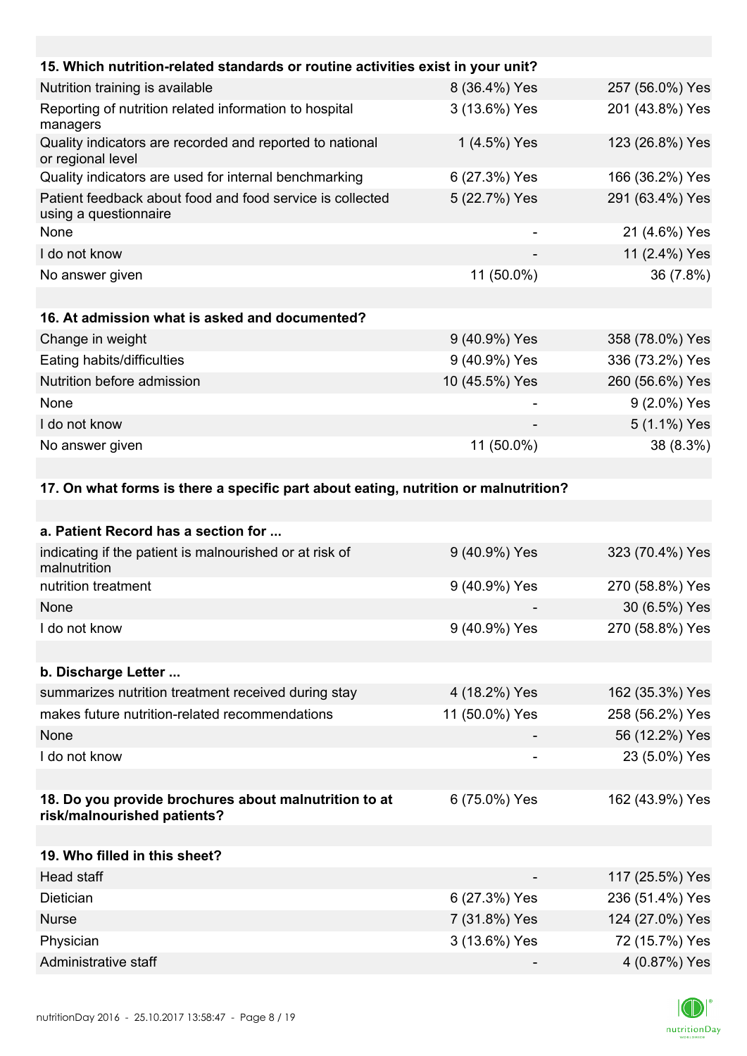| 15. Which nutrition-related standards or routine activities exist in your unit? | | |
|---|---|---|
| Nutrition training is available | 8 (36.4%) Yes | 257 (56.0%) Yes |
| Reporting of nutrition related information to hospital managers | 3 (13.6%) Yes | 201 (43.8%) Yes |
| Quality indicators are recorded and reported to national or regional level | 1 (4.5%) Yes | 123 (26.8%) Yes |
| Quality indicators are used for internal benchmarking | 6 (27.3%) Yes | 166 (36.2%) Yes |
| Patient feedback about food and food service is collected using a questionnaire | 5 (22.7%) Yes | 291 (63.4%) Yes |
| None | - | 21 (4.6%) Yes |
| I do not know | - | 11 (2.4%) Yes |
| No answer given | 11 (50.0%) | 36 (7.8%) |

| 16. At admission what is asked and documented? | | |
|---|---|---|
| Change in weight | 9 (40.9%) Yes | 358 (78.0%) Yes |
| Eating habits/difficulties | 9 (40.9%) Yes | 336 (73.2%) Yes |
| Nutrition before admission | 10 (45.5%) Yes | 260 (56.6%) Yes |
| None | - | 9 (2.0%) Yes |
| I do not know | - | 5 (1.1%) Yes |
| No answer given | 11 (50.0%) | 38 (8.3%) |

**17. On what forms is there a specific part about eating, nutrition or malnutrition?**

| a. Patient Record has a section for ... | | |
|---|---|---|
| indicating if the patient is malnourished or at risk of malnutrition | 9 (40.9%) Yes | 323 (70.4%) Yes |
| nutrition treatment | 9 (40.9%) Yes | 270 (58.8%) Yes |
| None | - | 30 (6.5%) Yes |
| I do not know | 9 (40.9%) Yes | 270 (58.8%) Yes |

| b. Discharge Letter ... | | |
|---|---|---|
| summarizes nutrition treatment received during stay | 4 (18.2%) Yes | 162 (35.3%) Yes |
| makes future nutrition-related recommendations | 11 (50.0%) Yes | 258 (56.2%) Yes |
| None | - | 56 (12.2%) Yes |
| I do not know | - | 23 (5.0%) Yes |

| 18. Do you provide brochures about malnutrition to at risk/malnourished patients? | 6 (75.0%) Yes | 162 (43.9%) Yes |
|---|---|---|

| 19. Who filled in this sheet? | | |
|---|---|---|
| Head staff | - | 117 (25.5%) Yes |
| Dietician | 6 (27.3%) Yes | 236 (51.4%) Yes |
| Nurse | 7 (31.8%) Yes | 124 (27.0%) Yes |
| Physician | 3 (13.6%) Yes | 72 (15.7%) Yes |
| Administrative staff | - | 4 (0.87%) Yes |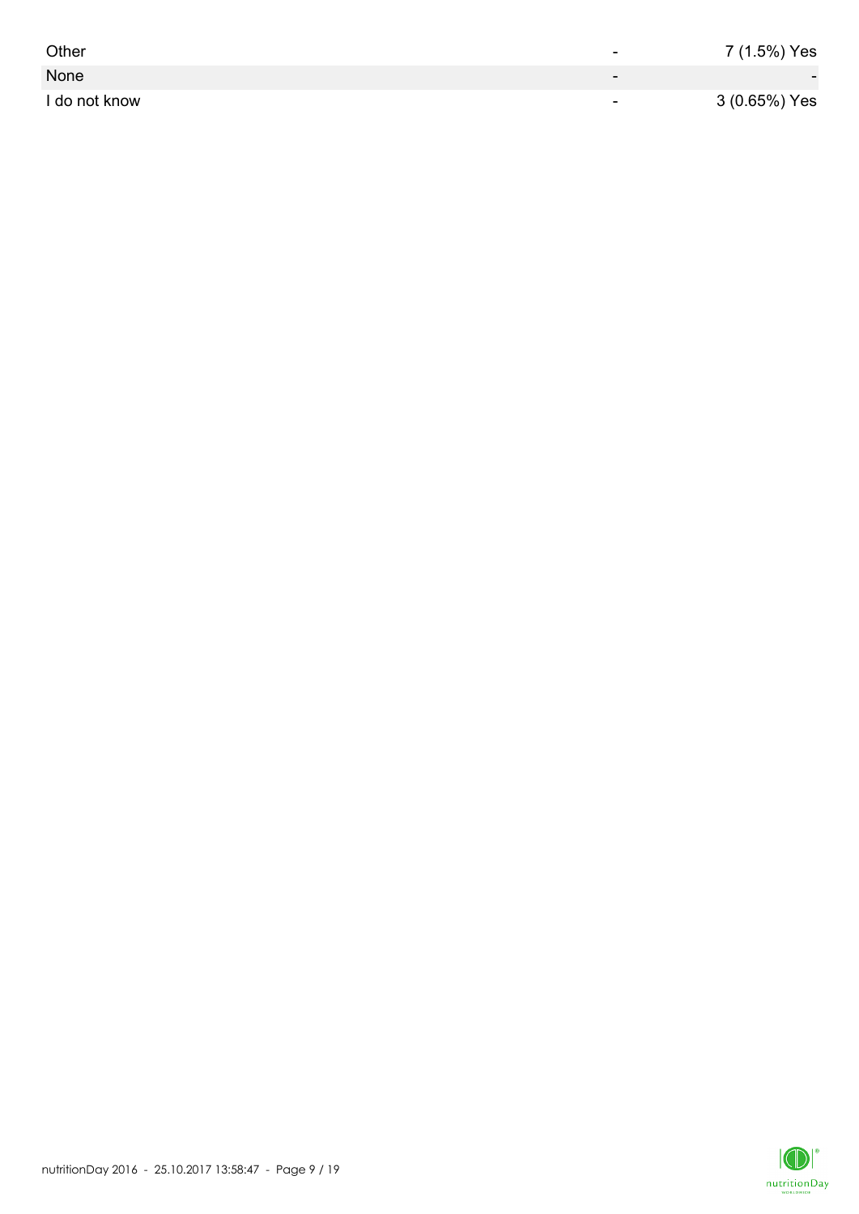| | | |
|---|---|---|
| Other | - | 7 (1.5%) Yes |
| None | - | - |
| I do not know | - | 3 (0.65%) Yes |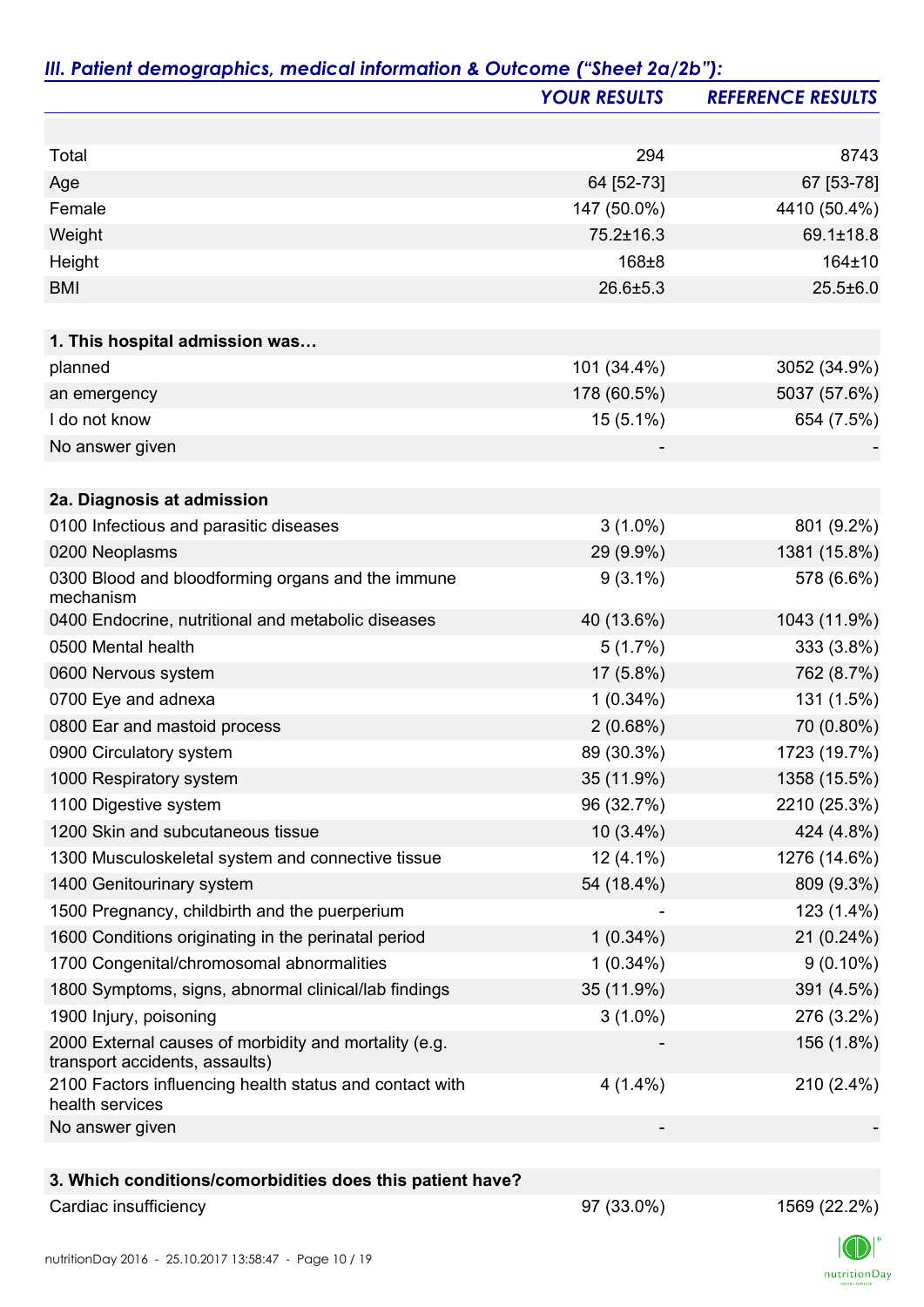## *III. Patient demographics, medical information & Outcome ("Sheet 2a/2b"):*

| | *YOUR RESULTS* | *REFERENCE RESULTS* |
|---|---|---|
| | | |
| Total | 294 | 8743 |
| Age | 64 [52-73] | 67 [53-78] |
| Female | 147 (50.0%) | 4410 (50.4%) |
| Weight | 75.2±16.3 | 69.1±18.8 |
| Height | 168±8 | 164±10 |
| BMI | 26.6±5.3 | 25.5±6.0 |
| | | |
| **1. This hospital admission was…** | | |
| planned | 101 (34.4%) | 3052 (34.9%) |
| an emergency | 178 (60.5%) | 5037 (57.6%) |
| I do not know | 15 (5.1%) | 654 (7.5%) |
| No answer given | - | - |
| | | |
| **2a. Diagnosis at admission** | | |
| 0100 Infectious and parasitic diseases | 3 (1.0%) | 801 (9.2%) |
| 0200 Neoplasms | 29 (9.9%) | 1381 (15.8%) |
| 0300 Blood and bloodforming organs and the immune mechanism | 9 (3.1%) | 578 (6.6%) |
| 0400 Endocrine, nutritional and metabolic diseases | 40 (13.6%) | 1043 (11.9%) |
| 0500 Mental health | 5 (1.7%) | 333 (3.8%) |
| 0600 Nervous system | 17 (5.8%) | 762 (8.7%) |
| 0700 Eye and adnexa | 1 (0.34%) | 131 (1.5%) |
| 0800 Ear and mastoid process | 2 (0.68%) | 70 (0.80%) |
| 0900 Circulatory system | 89 (30.3%) | 1723 (19.7%) |
| 1000 Respiratory system | 35 (11.9%) | 1358 (15.5%) |
| 1100 Digestive system | 96 (32.7%) | 2210 (25.3%) |
| 1200 Skin and subcutaneous tissue | 10 (3.4%) | 424 (4.8%) |
| 1300 Musculoskeletal system and connective tissue | 12 (4.1%) | 1276 (14.6%) |
| 1400 Genitourinary system | 54 (18.4%) | 809 (9.3%) |
| 1500 Pregnancy, childbirth and the puerperium | - | 123 (1.4%) |
| 1600 Conditions originating in the perinatal period | 1 (0.34%) | 21 (0.24%) |
| 1700 Congenital/chromosomal abnormalities | 1 (0.34%) | 9 (0.10%) |
| 1800 Symptoms, signs, abnormal clinical/lab findings | 35 (11.9%) | 391 (4.5%) |
| 1900 Injury, poisoning | 3 (1.0%) | 276 (3.2%) |
| 2000 External causes of morbidity and mortality (e.g. transport accidents, assaults) | - | 156 (1.8%) |
| 2100 Factors influencing health status and contact with health services | 4 (1.4%) | 210 (2.4%) |
| No answer given | - | - |
| | | |
| **3. Which conditions/comorbidities does this patient have?** | | |
| Cardiac insufficiency | 97 (33.0%) | 1569 (22.2%) |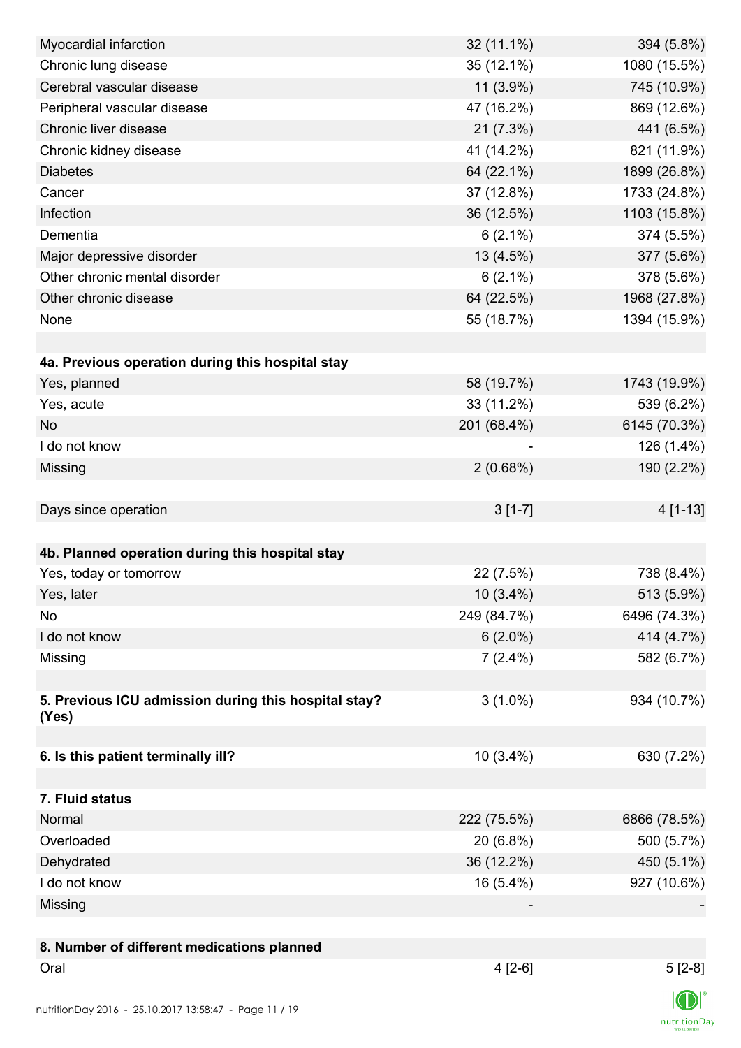| | | |
|---|---|---|
| Myocardial infarction | 32 (11.1%) | 394 (5.8%) |
| Chronic lung disease | 35 (12.1%) | 1080 (15.5%) |
| Cerebral vascular disease | 11 (3.9%) | 745 (10.9%) |
| Peripheral vascular disease | 47 (16.2%) | 869 (12.6%) |
| Chronic liver disease | 21 (7.3%) | 441 (6.5%) |
| Chronic kidney disease | 41 (14.2%) | 821 (11.9%) |
| Diabetes | 64 (22.1%) | 1899 (26.8%) |
| Cancer | 37 (12.8%) | 1733 (24.8%) |
| Infection | 36 (12.5%) | 1103 (15.8%) |
| Dementia | 6 (2.1%) | 374 (5.5%) |
| Major depressive disorder | 13 (4.5%) | 377 (5.6%) |
| Other chronic mental disorder | 6 (2.1%) | 378 (5.6%) |
| Other chronic disease | 64 (22.5%) | 1968 (27.8%) |
| None | 55 (18.7%) | 1394 (15.9%) |
| | | |
| **4a. Previous operation during this hospital stay** | | |
| Yes, planned | 58 (19.7%) | 1743 (19.9%) |
| Yes, acute | 33 (11.2%) | 539 (6.2%) |
| No | 201 (68.4%) | 6145 (70.3%) |
| I do not know | - | 126 (1.4%) |
| Missing | 2 (0.68%) | 190 (2.2%) |
| | | |
| Days since operation | 3 [1-7] | 4 [1-13] |
| | | |
| **4b. Planned operation during this hospital stay** | | |
| Yes, today or tomorrow | 22 (7.5%) | 738 (8.4%) |
| Yes, later | 10 (3.4%) | 513 (5.9%) |
| No | 249 (84.7%) | 6496 (74.3%) |
| I do not know | 6 (2.0%) | 414 (4.7%) |
| Missing | 7 (2.4%) | 582 (6.7%) |
| | | |
| **5. Previous ICU admission during this hospital stay? (Yes)** | 3 (1.0%) | 934 (10.7%) |
| | | |
| **6. Is this patient terminally ill?** | 10 (3.4%) | 630 (7.2%) |
| | | |
| **7. Fluid status** | | |
| Normal | 222 (75.5%) | 6866 (78.5%) |
| Overloaded | 20 (6.8%) | 500 (5.7%) |
| Dehydrated | 36 (12.2%) | 450 (5.1%) |
| I do not know | 16 (5.4%) | 927 (10.6%) |
| Missing | - | - |
| | | |
| **8. Number of different medications planned** | | |
| Oral | 4 [2-6] | 5 [2-8] |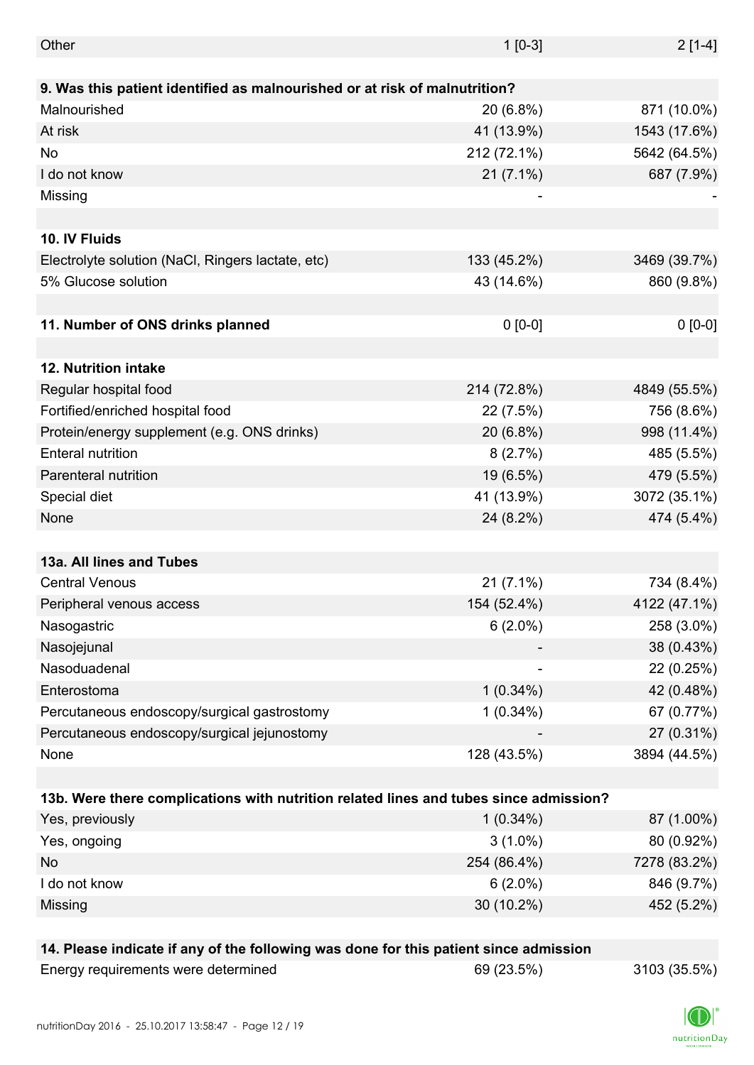| | | |
|---|---|---|
| Other | 1 [0-3] | 2 [1-4] |
| | | |
| **9. Was this patient identified as malnourished or at risk of malnutrition?** | | |
| Malnourished | 20 (6.8%) | 871 (10.0%) |
| At risk | 41 (13.9%) | 1543 (17.6%) |
| No | 212 (72.1%) | 5642 (64.5%) |
| I do not know | 21 (7.1%) | 687 (7.9%) |
| Missing | - | - |
| | | |
| **10. IV Fluids** | | |
| Electrolyte solution (NaCl, Ringers lactate, etc) | 133 (45.2%) | 3469 (39.7%) |
| 5% Glucose solution | 43 (14.6%) | 860 (9.8%) |
| | | |
| **11. Number of ONS drinks planned** | 0 [0-0] | 0 [0-0] |
| | | |
| **12. Nutrition intake** | | |
| Regular hospital food | 214 (72.8%) | 4849 (55.5%) |
| Fortified/enriched hospital food | 22 (7.5%) | 756 (8.6%) |
| Protein/energy supplement (e.g. ONS drinks) | 20 (6.8%) | 998 (11.4%) |
| Enteral nutrition | 8 (2.7%) | 485 (5.5%) |
| Parenteral nutrition | 19 (6.5%) | 479 (5.5%) |
| Special diet | 41 (13.9%) | 3072 (35.1%) |
| None | 24 (8.2%) | 474 (5.4%) |
| | | |
| **13a. All lines and Tubes** | | |
| Central Venous | 21 (7.1%) | 734 (8.4%) |
| Peripheral venous access | 154 (52.4%) | 4122 (47.1%) |
| Nasogastric | 6 (2.0%) | 258 (3.0%) |
| Nasojejunal | - | 38 (0.43%) |
| Nasoduadenal | - | 22 (0.25%) |
| Enterostoma | 1 (0.34%) | 42 (0.48%) |
| Percutaneous endoscopy/surgical gastrostomy | 1 (0.34%) | 67 (0.77%) |
| Percutaneous endoscopy/surgical jejunostomy | - | 27 (0.31%) |
| None | 128 (43.5%) | 3894 (44.5%) |
| | | |
| **13b. Were there complications with nutrition related lines and tubes since admission?** | | |
| Yes, previously | 1 (0.34%) | 87 (1.00%) |
| Yes, ongoing | 3 (1.0%) | 80 (0.92%) |
| No | 254 (86.4%) | 7278 (83.2%) |
| I do not know | 6 (2.0%) | 846 (9.7%) |
| Missing | 30 (10.2%) | 452 (5.2%) |
| | | |
| **14. Please indicate if any of the following was done for this patient since admission** | | |
| Energy requirements were determined | 69 (23.5%) | 3103 (35.5%) |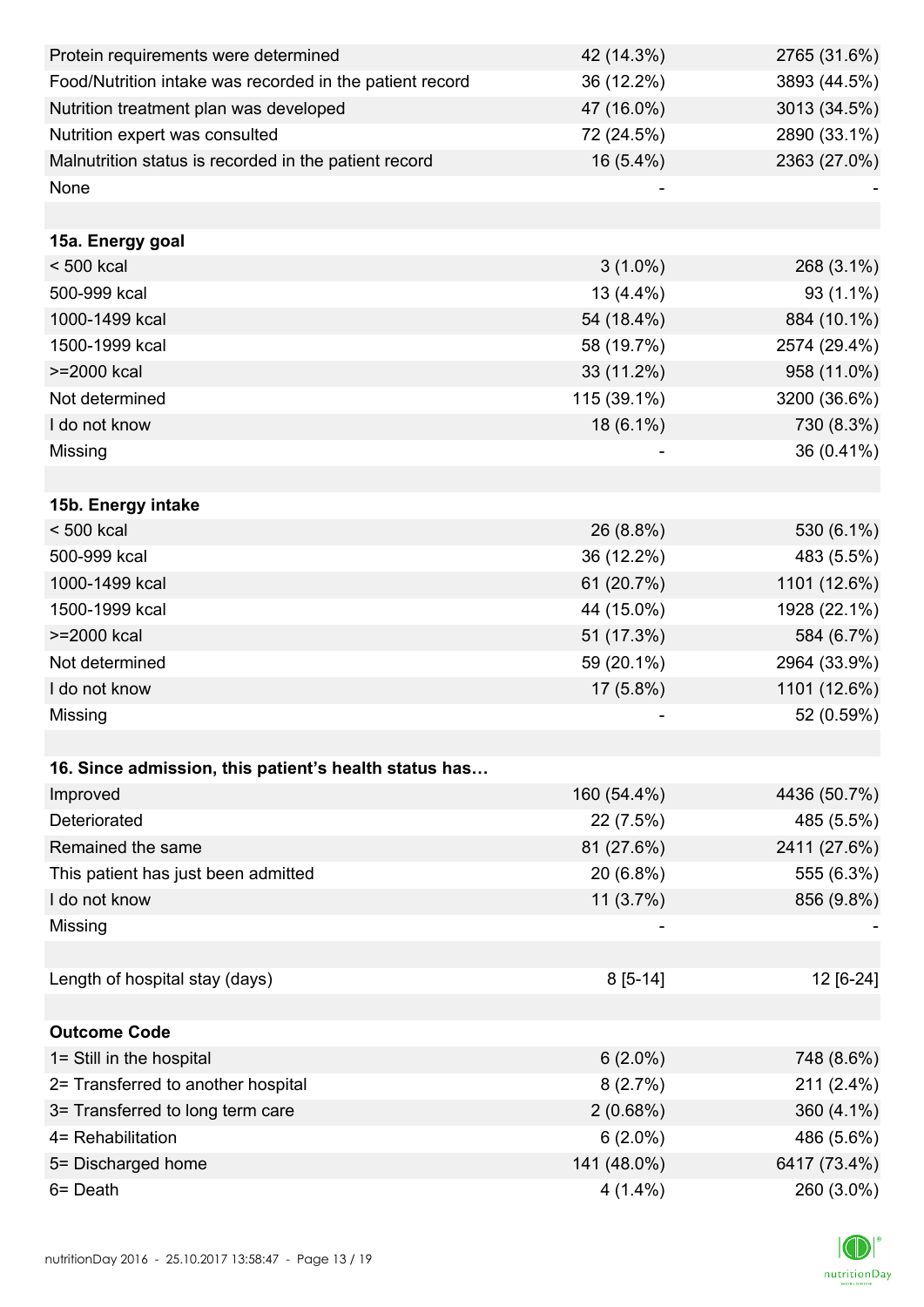| | | |
|---|---|---|
| Protein requirements were determined | 42 (14.3%) | 2765 (31.6%) |
| Food/Nutrition intake was recorded in the patient record | 36 (12.2%) | 3893 (44.5%) |
| Nutrition treatment plan was developed | 47 (16.0%) | 3013 (34.5%) |
| Nutrition expert was consulted | 72 (24.5%) | 2890 (33.1%) |
| Malnutrition status is recorded in the patient record | 16 (5.4%) | 2363 (27.0%) |
| None | - | - |
| | | |
| **15a. Energy goal** | | |
| < 500 kcal | 3 (1.0%) | 268 (3.1%) |
| 500-999 kcal | 13 (4.4%) | 93 (1.1%) |
| 1000-1499 kcal | 54 (18.4%) | 884 (10.1%) |
| 1500-1999 kcal | 58 (19.7%) | 2574 (29.4%) |
| >=2000 kcal | 33 (11.2%) | 958 (11.0%) |
| Not determined | 115 (39.1%) | 3200 (36.6%) |
| I do not know | 18 (6.1%) | 730 (8.3%) |
| Missing | - | 36 (0.41%) |
| | | |
| **15b. Energy intake** | | |
| < 500 kcal | 26 (8.8%) | 530 (6.1%) |
| 500-999 kcal | 36 (12.2%) | 483 (5.5%) |
| 1000-1499 kcal | 61 (20.7%) | 1101 (12.6%) |
| 1500-1999 kcal | 44 (15.0%) | 1928 (22.1%) |
| >=2000 kcal | 51 (17.3%) | 584 (6.7%) |
| Not determined | 59 (20.1%) | 2964 (33.9%) |
| I do not know | 17 (5.8%) | 1101 (12.6%) |
| Missing | - | 52 (0.59%) |
| | | |
| **16. Since admission, this patient's health status has…** | | |
| Improved | 160 (54.4%) | 4436 (50.7%) |
| Deteriorated | 22 (7.5%) | 485 (5.5%) |
| Remained the same | 81 (27.6%) | 2411 (27.6%) |
| This patient has just been admitted | 20 (6.8%) | 555 (6.3%) |
| I do not know | 11 (3.7%) | 856 (9.8%) |
| Missing | - | - |
| | | |
| Length of hospital stay (days) | 8 [5-14] | 12 [6-24] |
| | | |
| **Outcome Code** | | |
| 1= Still in the hospital | 6 (2.0%) | 748 (8.6%) |
| 2= Transferred to another hospital | 8 (2.7%) | 211 (2.4%) |
| 3= Transferred to long term care | 2 (0.68%) | 360 (4.1%) |
| 4= Rehabilitation | 6 (2.0%) | 486 (5.6%) |
| 5= Discharged home | 141 (48.0%) | 6417 (73.4%) |
| 6= Death | 4 (1.4%) | 260 (3.0%) |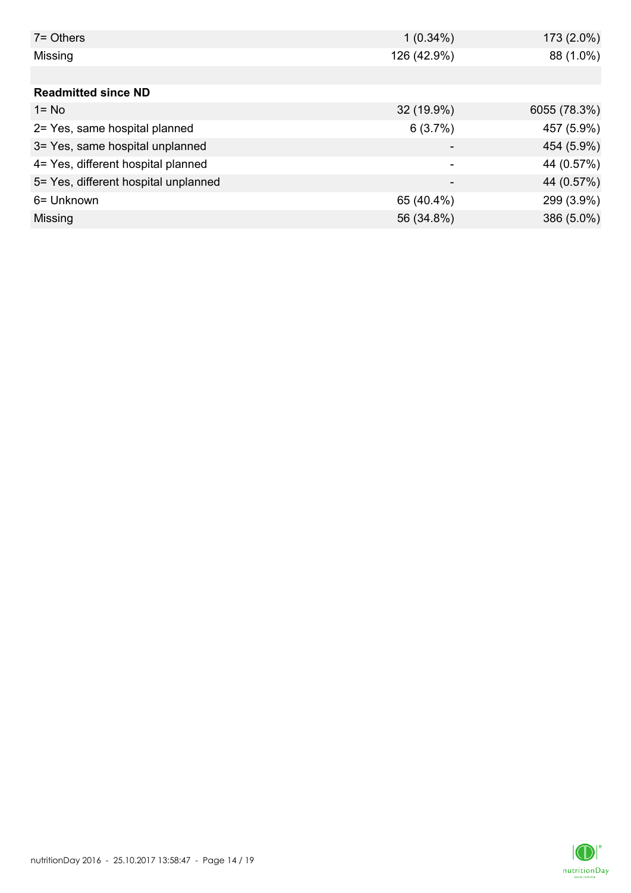| | | |
|---|---|---|
| 7= Others | 1 (0.34%) | 173 (2.0%) |
| Missing | 126 (42.9%) | 88 (1.0%) |
| | | |
| **Readmitted since ND** | | |
| 1= No | 32 (19.9%) | 6055 (78.3%) |
| 2= Yes, same hospital planned | 6 (3.7%) | 457 (5.9%) |
| 3= Yes, same hospital unplanned | - | 454 (5.9%) |
| 4= Yes, different hospital planned | - | 44 (0.57%) |
| 5= Yes, different hospital unplanned | - | 44 (0.57%) |
| 6= Unknown | 65 (40.4%) | 299 (3.9%) |
| Missing | 56 (34.8%) | 386 (5.0%) |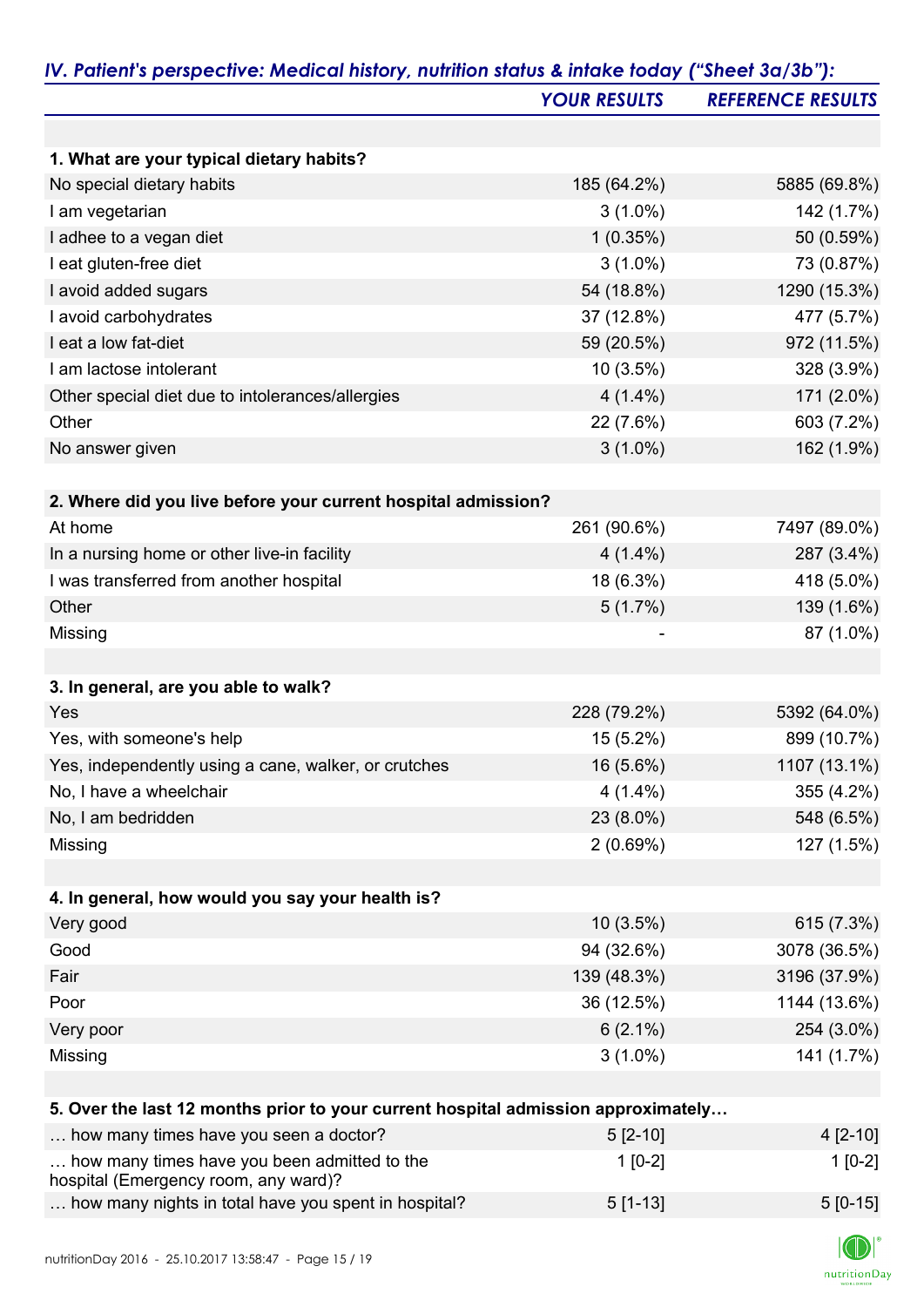## IV. Patient's perspective: Medical history, nutrition status & intake today ("Sheet 3a/3b"):

| | YOUR RESULTS | REFERENCE RESULTS |
|---|---|---|
| **1. What are your typical dietary habits?** | | |
| No special dietary habits | 185 (64.2%) | 5885 (69.8%) |
| I am vegetarian | 3 (1.0%) | 142 (1.7%) |
| I adhee to a vegan diet | 1 (0.35%) | 50 (0.59%) |
| I eat gluten-free diet | 3 (1.0%) | 73 (0.87%) |
| I avoid added sugars | 54 (18.8%) | 1290 (15.3%) |
| I avoid carbohydrates | 37 (12.8%) | 477 (5.7%) |
| I eat a low fat-diet | 59 (20.5%) | 972 (11.5%) |
| I am lactose intolerant | 10 (3.5%) | 328 (3.9%) |
| Other special diet due to intolerances/allergies | 4 (1.4%) | 171 (2.0%) |
| Other | 22 (7.6%) | 603 (7.2%) |
| No answer given | 3 (1.0%) | 162 (1.9%) |
| **2. Where did you live before your current hospital admission?** | | |
| At home | 261 (90.6%) | 7497 (89.0%) |
| In a nursing home or other live-in facility | 4 (1.4%) | 287 (3.4%) |
| I was transferred from another hospital | 18 (6.3%) | 418 (5.0%) |
| Other | 5 (1.7%) | 139 (1.6%) |
| Missing | - | 87 (1.0%) |
| **3. In general, are you able to walk?** | | |
| Yes | 228 (79.2%) | 5392 (64.0%) |
| Yes, with someone's help | 15 (5.2%) | 899 (10.7%) |
| Yes, independently using a cane, walker, or crutches | 16 (5.6%) | 1107 (13.1%) |
| No, I have a wheelchair | 4 (1.4%) | 355 (4.2%) |
| No, I am bedridden | 23 (8.0%) | 548 (6.5%) |
| Missing | 2 (0.69%) | 127 (1.5%) |
| **4. In general, how would you say your health is?** | | |
| Very good | 10 (3.5%) | 615 (7.3%) |
| Good | 94 (32.6%) | 3078 (36.5%) |
| Fair | 139 (48.3%) | 3196 (37.9%) |
| Poor | 36 (12.5%) | 1144 (13.6%) |
| Very poor | 6 (2.1%) | 254 (3.0%) |
| Missing | 3 (1.0%) | 141 (1.7%) |
| **5. Over the last 12 months prior to your current hospital admission approximately…** | | |
| … how many times have you seen a doctor? | 5 [2-10] | 4 [2-10] |
| … how many times have you been admitted to the hospital (Emergency room, any ward)? | 1 [0-2] | 1 [0-2] |
| … how many nights in total have you spent in hospital? | 5 [1-13] | 5 [0-15] |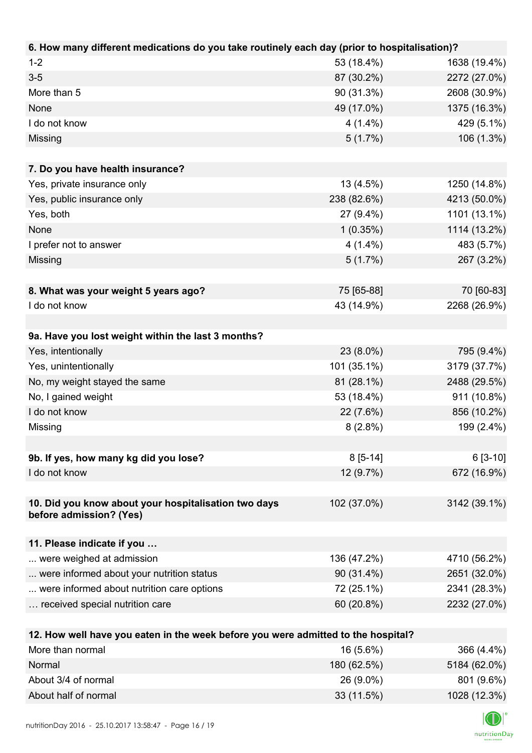| **6. How many different medications do you take routinely each day (prior to hospitalisation)?** | | |
|---|---|---|
| 1-2 | 53 (18.4%) | 1638 (19.4%) |
| 3-5 | 87 (30.2%) | 2272 (27.0%) |
| More than 5 | 90 (31.3%) | 2608 (30.9%) |
| None | 49 (17.0%) | 1375 (16.3%) |
| I do not know | 4 (1.4%) | 429 (5.1%) |
| Missing | 5 (1.7%) | 106 (1.3%) |

| **7. Do you have health insurance?** | | |
|---|---|---|
| Yes, private insurance only | 13 (4.5%) | 1250 (14.8%) |
| Yes, public insurance only | 238 (82.6%) | 4213 (50.0%) |
| Yes, both | 27 (9.4%) | 1101 (13.1%) |
| None | 1 (0.35%) | 1114 (13.2%) |
| I prefer not to answer | 4 (1.4%) | 483 (5.7%) |
| Missing | 5 (1.7%) | 267 (3.2%) |

| **8. What was your weight 5 years ago?** | 75 [65-88] | 70 [60-83] |
|---|---|---|
| I do not know | 43 (14.9%) | 2268 (26.9%) |

| **9a. Have you lost weight within the last 3 months?** | | |
|---|---|---|
| Yes, intentionally | 23 (8.0%) | 795 (9.4%) |
| Yes, unintentionally | 101 (35.1%) | 3179 (37.7%) |
| No, my weight stayed the same | 81 (28.1%) | 2488 (29.5%) |
| No, I gained weight | 53 (18.4%) | 911 (10.8%) |
| I do not know | 22 (7.6%) | 856 (10.2%) |
| Missing | 8 (2.8%) | 199 (2.4%) |

| **9b. If yes, how many kg did you lose?** | 8 [5-14] | 6 [3-10] |
|---|---|---|
| I do not know | 12 (9.7%) | 672 (16.9%) |

| **10. Did you know about your hospitalisation two days before admission? (Yes)** | 102 (37.0%) | 3142 (39.1%) |
|---|---|---|

| **11. Please indicate if you …** | | |
|---|---|---|
| ... were weighed at admission | 136 (47.2%) | 4710 (56.2%) |
| ... were informed about your nutrition status | 90 (31.4%) | 2651 (32.0%) |
| ... were informed about nutrition care options | 72 (25.1%) | 2341 (28.3%) |
| … received special nutrition care | 60 (20.8%) | 2232 (27.0%) |

| **12. How well have you eaten in the week before you were admitted to the hospital?** | | |
|---|---|---|
| More than normal | 16 (5.6%) | 366 (4.4%) |
| Normal | 180 (62.5%) | 5184 (62.0%) |
| About 3/4 of normal | 26 (9.0%) | 801 (9.6%) |
| About half of normal | 33 (11.5%) | 1028 (12.3%) |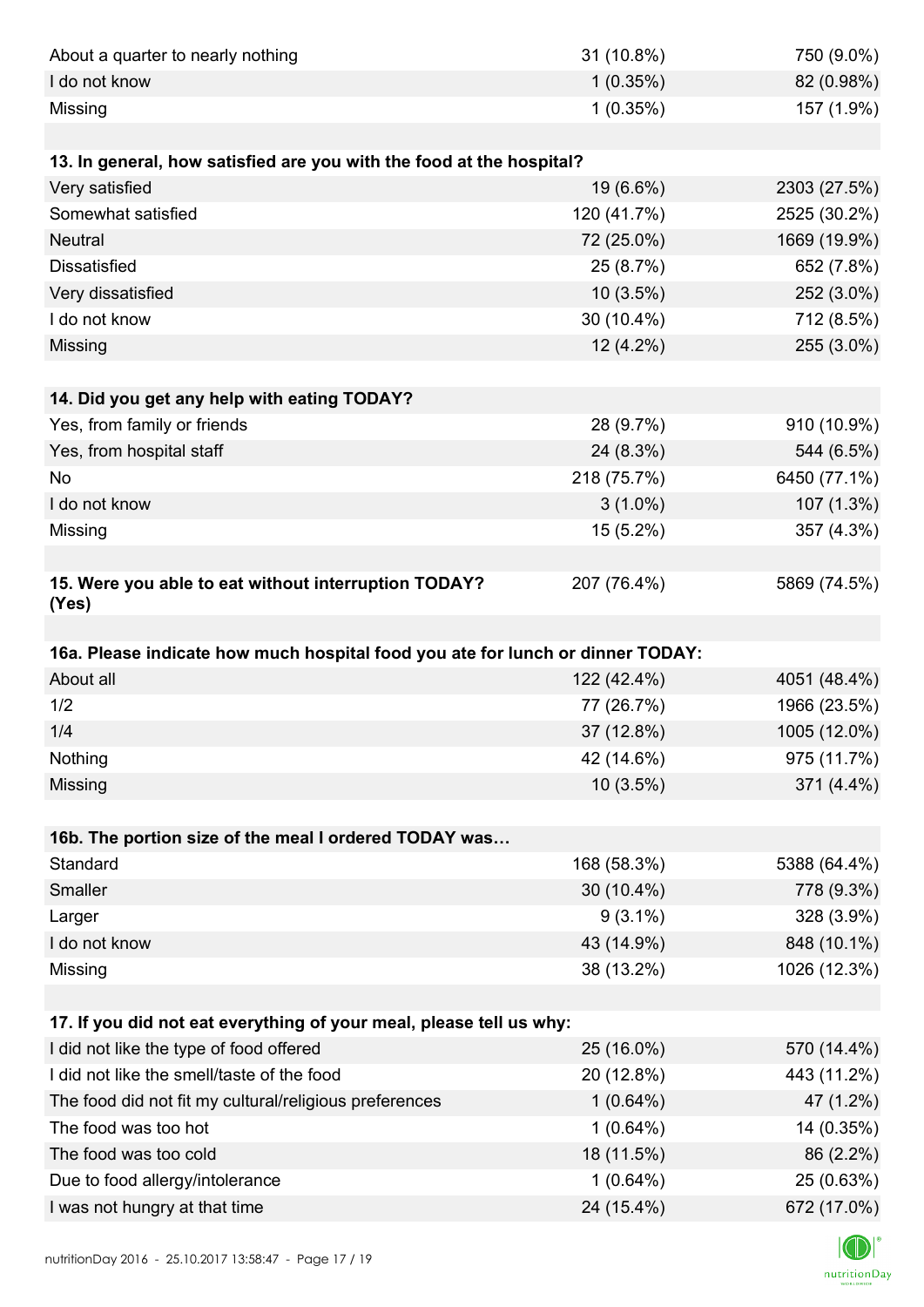| | | |
|---|---|---|
| About a quarter to nearly nothing | 31 (10.8%) | 750 (9.0%) |
| I do not know | 1 (0.35%) | 82 (0.98%) |
| Missing | 1 (0.35%) | 157 (1.9%) |

| **13. In general, how satisfied are you with the food at the hospital?** | | |
|---|---|---|
| Very satisfied | 19 (6.6%) | 2303 (27.5%) |
| Somewhat satisfied | 120 (41.7%) | 2525 (30.2%) |
| Neutral | 72 (25.0%) | 1669 (19.9%) |
| Dissatisfied | 25 (8.7%) | 652 (7.8%) |
| Very dissatisfied | 10 (3.5%) | 252 (3.0%) |
| I do not know | 30 (10.4%) | 712 (8.5%) |
| Missing | 12 (4.2%) | 255 (3.0%) |

| **14. Did you get any help with eating TODAY?** | | |
|---|---|---|
| Yes, from family or friends | 28 (9.7%) | 910 (10.9%) |
| Yes, from hospital staff | 24 (8.3%) | 544 (6.5%) |
| No | 218 (75.7%) | 6450 (77.1%) |
| I do not know | 3 (1.0%) | 107 (1.3%) |
| Missing | 15 (5.2%) | 357 (4.3%) |

| **15. Were you able to eat without interruption TODAY? (Yes)** | 207 (76.4%) | 5869 (74.5%) |
|---|---|---|

| **16a. Please indicate how much hospital food you ate for lunch or dinner TODAY:** | | |
|---|---|---|
| About all | 122 (42.4%) | 4051 (48.4%) |
| 1/2 | 77 (26.7%) | 1966 (23.5%) |
| 1/4 | 37 (12.8%) | 1005 (12.0%) |
| Nothing | 42 (14.6%) | 975 (11.7%) |
| Missing | 10 (3.5%) | 371 (4.4%) |

| **16b. The portion size of the meal I ordered TODAY was…** | | |
|---|---|---|
| Standard | 168 (58.3%) | 5388 (64.4%) |
| Smaller | 30 (10.4%) | 778 (9.3%) |
| Larger | 9 (3.1%) | 328 (3.9%) |
| I do not know | 43 (14.9%) | 848 (10.1%) |
| Missing | 38 (13.2%) | 1026 (12.3%) |

| **17. If you did not eat everything of your meal, please tell us why:** | | |
|---|---|---|
| I did not like the type of food offered | 25 (16.0%) | 570 (14.4%) |
| I did not like the smell/taste of the food | 20 (12.8%) | 443 (11.2%) |
| The food did not fit my cultural/religious preferences | 1 (0.64%) | 47 (1.2%) |
| The food was too hot | 1 (0.64%) | 14 (0.35%) |
| The food was too cold | 18 (11.5%) | 86 (2.2%) |
| Due to food allergy/intolerance | 1 (0.64%) | 25 (0.63%) |
| I was not hungry at that time | 24 (15.4%) | 672 (17.0%) |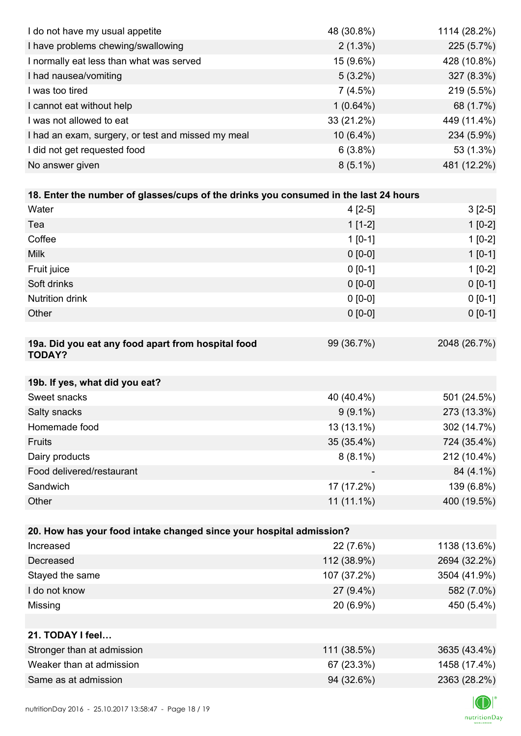| | | |
|---|---|---|
| I do not have my usual appetite | 48 (30.8%) | 1114 (28.2%) |
| I have problems chewing/swallowing | 2 (1.3%) | 225 (5.7%) |
| I normally eat less than what was served | 15 (9.6%) | 428 (10.8%) |
| I had nausea/vomiting | 5 (3.2%) | 327 (8.3%) |
| I was too tired | 7 (4.5%) | 219 (5.5%) |
| I cannot eat without help | 1 (0.64%) | 68 (1.7%) |
| I was not allowed to eat | 33 (21.2%) | 449 (11.4%) |
| I had an exam, surgery, or test and missed my meal | 10 (6.4%) | 234 (5.9%) |
| I did not get requested food | 6 (3.8%) | 53 (1.3%) |
| No answer given | 8 (5.1%) | 481 (12.2%) |

| **18. Enter the number of glasses/cups of the drinks you consumed in the last 24 hours** | | |
|---|---|---|
| Water | 4 [2-5] | 3 [2-5] |
| Tea | 1 [1-2] | 1 [0-2] |
| Coffee | 1 [0-1] | 1 [0-2] |
| Milk | 0 [0-0] | 1 [0-1] |
| Fruit juice | 0 [0-1] | 1 [0-2] |
| Soft drinks | 0 [0-0] | 0 [0-1] |
| Nutrition drink | 0 [0-0] | 0 [0-1] |
| Other | 0 [0-0] | 0 [0-1] |

| **19a. Did you eat any food apart from hospital food TODAY?** | 99 (36.7%) | 2048 (26.7%) |
|---|---|---|

| **19b. If yes, what did you eat?** | | |
|---|---|---|
| Sweet snacks | 40 (40.4%) | 501 (24.5%) |
| Salty snacks | 9 (9.1%) | 273 (13.3%) |
| Homemade food | 13 (13.1%) | 302 (14.7%) |
| Fruits | 35 (35.4%) | 724 (35.4%) |
| Dairy products | 8 (8.1%) | 212 (10.4%) |
| Food delivered/restaurant | - | 84 (4.1%) |
| Sandwich | 17 (17.2%) | 139 (6.8%) |
| Other | 11 (11.1%) | 400 (19.5%) |

| **20. How has your food intake changed since your hospital admission?** | | |
|---|---|---|
| Increased | 22 (7.6%) | 1138 (13.6%) |
| Decreased | 112 (38.9%) | 2694 (32.2%) |
| Stayed the same | 107 (37.2%) | 3504 (41.9%) |
| I do not know | 27 (9.4%) | 582 (7.0%) |
| Missing | 20 (6.9%) | 450 (5.4%) |

| **21. TODAY I feel…** | | |
|---|---|---|
| Stronger than at admission | 111 (38.5%) | 3635 (43.4%) |
| Weaker than at admission | 67 (23.3%) | 1458 (17.4%) |
| Same as at admission | 94 (32.6%) | 2363 (28.2%) |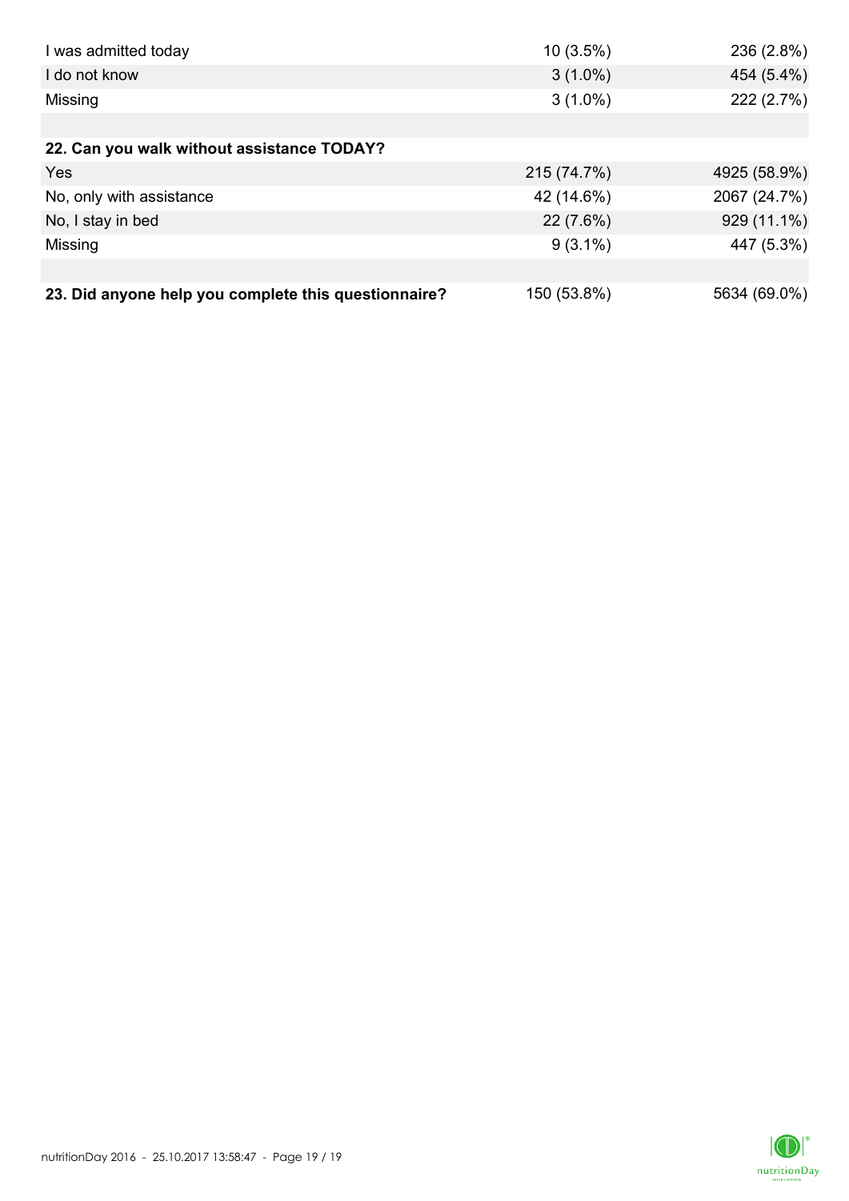| | | |
|---|---|---|
| I was admitted today | 10 (3.5%) | 236 (2.8%) |
| I do not know | 3 (1.0%) | 454 (5.4%) |
| Missing | 3 (1.0%) | 222 (2.7%) |
| | | |
| **22. Can you walk without assistance TODAY?** | | |
| Yes | 215 (74.7%) | 4925 (58.9%) |
| No, only with assistance | 42 (14.6%) | 2067 (24.7%) |
| No, I stay in bed | 22 (7.6%) | 929 (11.1%) |
| Missing | 9 (3.1%) | 447 (5.3%) |
| | | |
| **23. Did anyone help you complete this questionnaire?** | 150 (53.8%) | 5634 (69.0%) |